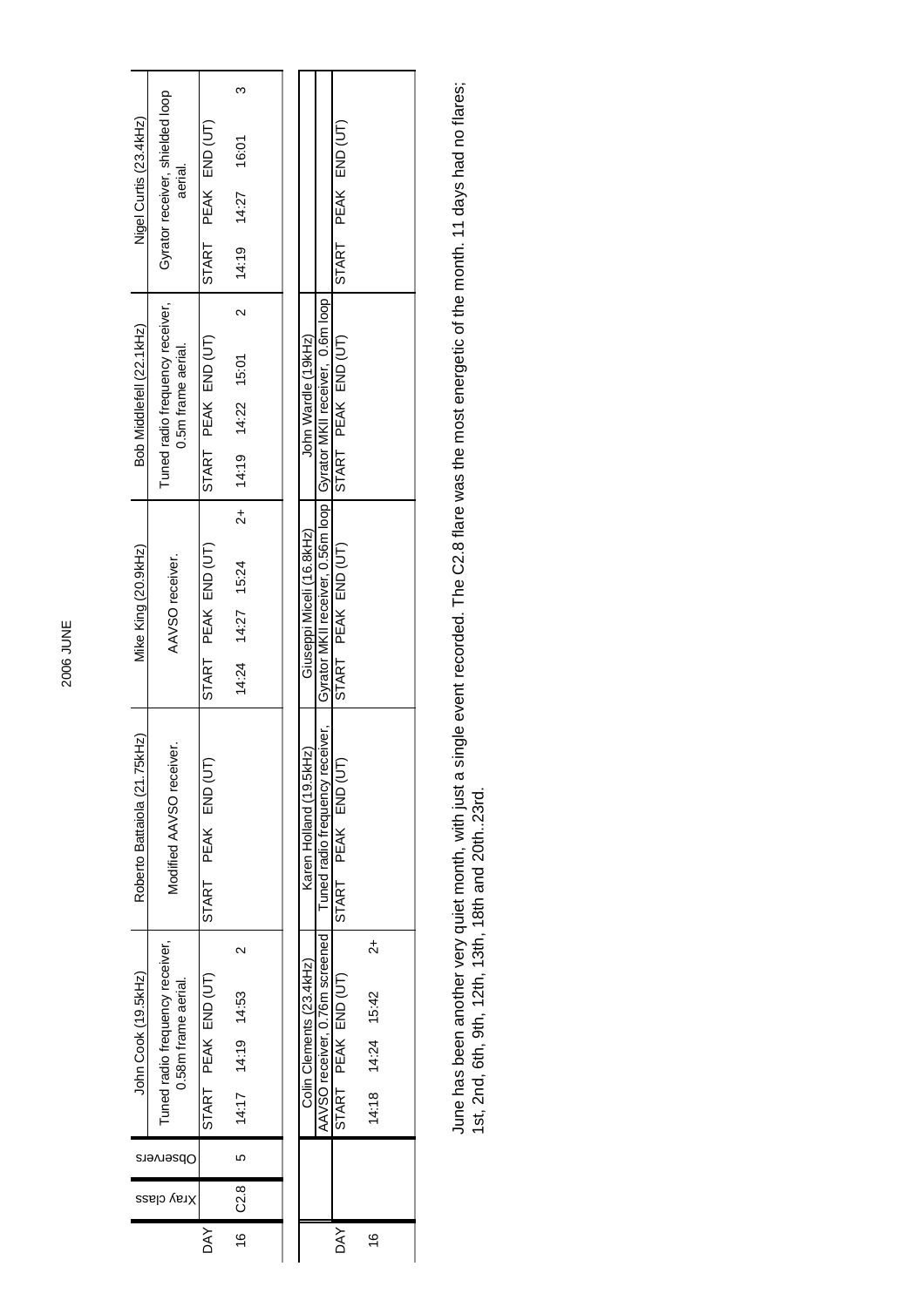# 2006 JUNE

| DAY | Xray class | Observers | John Cook (19.5kHz) | Roberto Battaiola (21.75kHz) | Mike King (20.9kHz) | Bob Middlefell (22.1kHz) | Nigel Curtis (23.4kHz) |
|---|---|---|---|---|---|---|---|
| | | | Tuned radio frequency receiver, 0.58m frame aerial. | Modified AAVSO receiver. | AAVSO receiver. | Tuned radio frequency receiver, 0.5m frame aerial. | Gyrator receiver, shielded loop aerial. |
| | | | START PEAK END (UT) | START PEAK END (UT) | START PEAK END (UT) | START PEAK END (UT) | START PEAK END (UT) |
| 16 | C2.8 | 5 | 14:17 14:19 14:53 2 | | 14:24 14:27 15:24 2+ | 14:19 14:22 15:01 2 | 14:19 14:27 16:01 3 |

| DAY | Colin Clements (23.4kHz) | Karen Holland (19.5kHz) | Giuseppi Miceli (16.8kHz) | John Wardle (19kHz) | |
|---|---|---|---|---|---|
| | AAVSO receiver, 0.76m screened | Tuned radio frequency receiver, | Gyrator MKII receiver, 0.56m loop | Gyrator MKII receiver, 0.6m loop | |
| | START PEAK END (UT) | START PEAK END (UT) | START PEAK END (UT) | START PEAK END (UT) | START PEAK END (UT) |
| 16 | 14:18 14:24 15:42 2+ | | | | |

June has been another very quiet month, with just a single event recorded. The C2.8 flare was the most energetic of the month. 11 days had no flares; 1st, 2nd, 6th, 9th, 12th, 13th, 18th and 20th..23rd.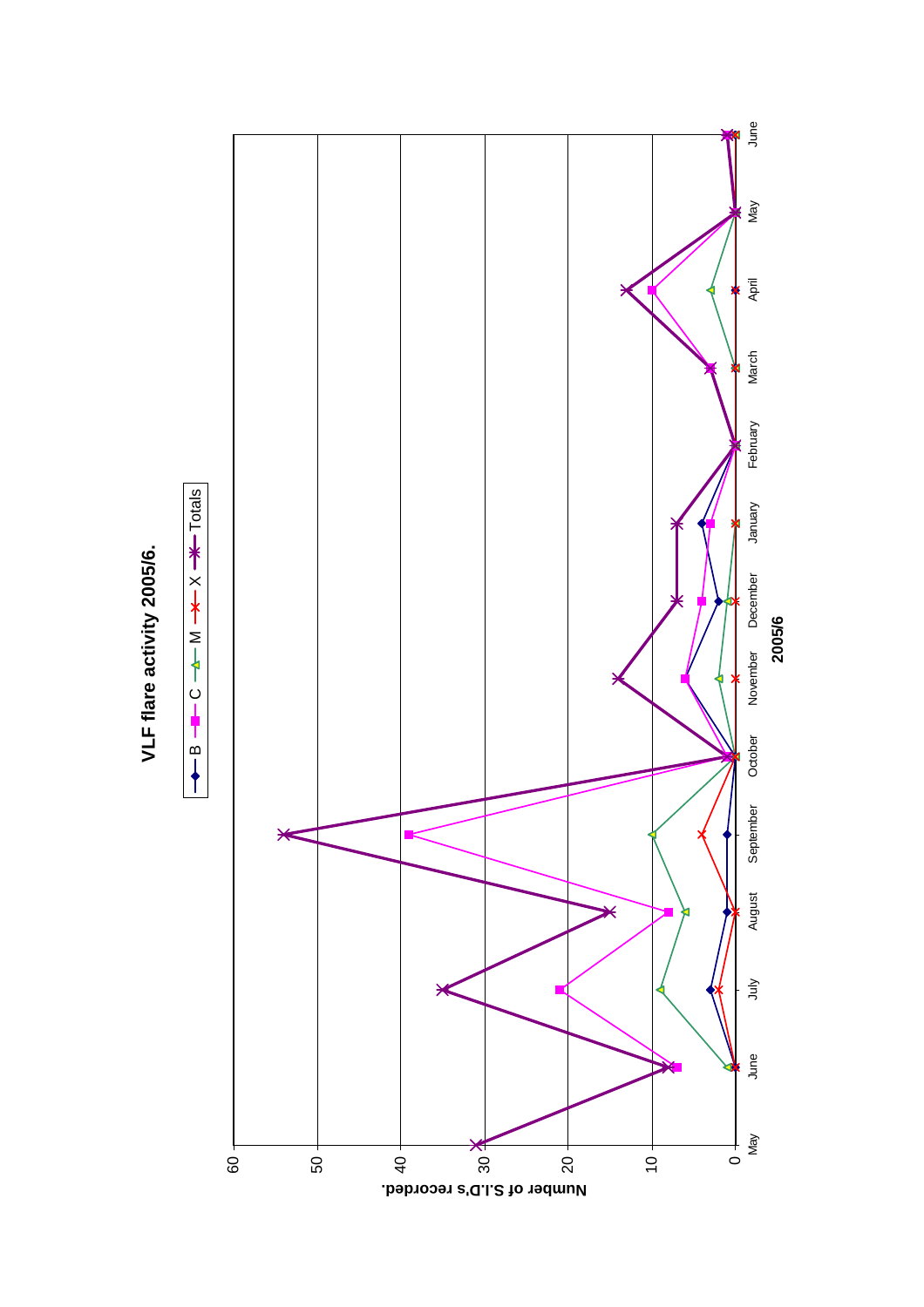VLF flare activity 2005/6.

B C M X Totals

Number of S.I.D's recorded.

60
50
40
30
20
10
0

May
June
July
August
September
October
November
December
January
February
March
April
May
June

2005/6